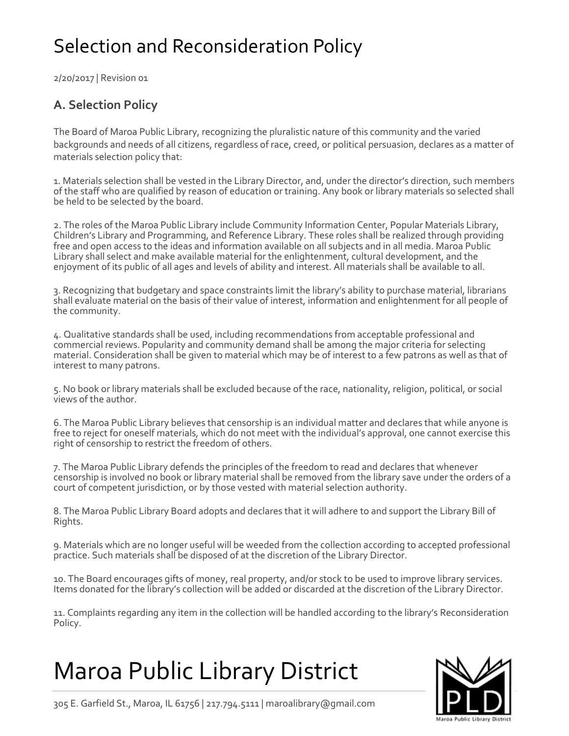# Selection and Reconsideration Policy

2/20/2017 | Revision 01

## A. Selection Policy

The Board of Maroa Public Library, recognizing the pluralistic nature of this community and the varied backgrounds and needs of all citizens, regardless of race, creed, or political persuasion, declares as a matter of materials selection policy that:

1. Materials selection shall be vested in the Library Director, and, under the director's direction, such members of the staff who are qualified by reason of education or training. Any book or library materials so selected shall be held to be selected by the board.

2. The roles of the Maroa Public Library include Community Information Center, Popular Materials Library, Children's Library and Programming, and Reference Library. These roles shall be realized through providing free and open access to the ideas and information available on all subjects and in all media. Maroa Public Library shall select and make available material for the enlightenment, cultural development, and the enjoyment of its public of all ages and levels of ability and interest. All materials shall be available to all.

3. Recognizing that budgetary and space constraints limit the library's ability to purchase material, librarians shall evaluate material on the basis of their value of interest, information and enlightenment for all people of the community.

4. Qualitative standards shall be used, including recommendations from acceptable professional and commercial reviews. Popularity and community demand shall be among the major criteria for selecting material. Consideration shall be given to material which may be of interest to a few patrons as well as that of interest to many patrons.

5. No book or library materials shall be excluded because of the race, nationality, religion, political, or social views of the author.

6. The Maroa Public Library believes that censorship is an individual matter and declares that while anyone is free to reject for oneself materials, which do not meet with the individual's approval, one cannot exercise this right of censorship to restrict the freedom of others.

7. The Maroa Public Library defends the principles of the freedom to read and declares that whenever censorship is involved no book or library material shall be removed from the library save under the orders of a court of competent jurisdiction, or by those vested with material selection authority.

8. The Maroa Public Library Board adopts and declares that it will adhere to and support the Library Bill of Rights.

9. Materials which are no longer useful will be weeded from the collection according to accepted professional practice. Such materials shall be disposed of at the discretion of the Library Director.

10. The Board encourages gifts of money, real property, and/or stock to be used to improve library services. Items donated for the library's collection will be added or discarded at the discretion of the Library Director.

11. Complaints regarding any item in the collection will be handled according to the library's Reconsideration Policy.

# Maroa Public Library District

305 E. Garfield St., Maroa, IL 61756 | 217.794.5111 | maroalibrary@gmail.com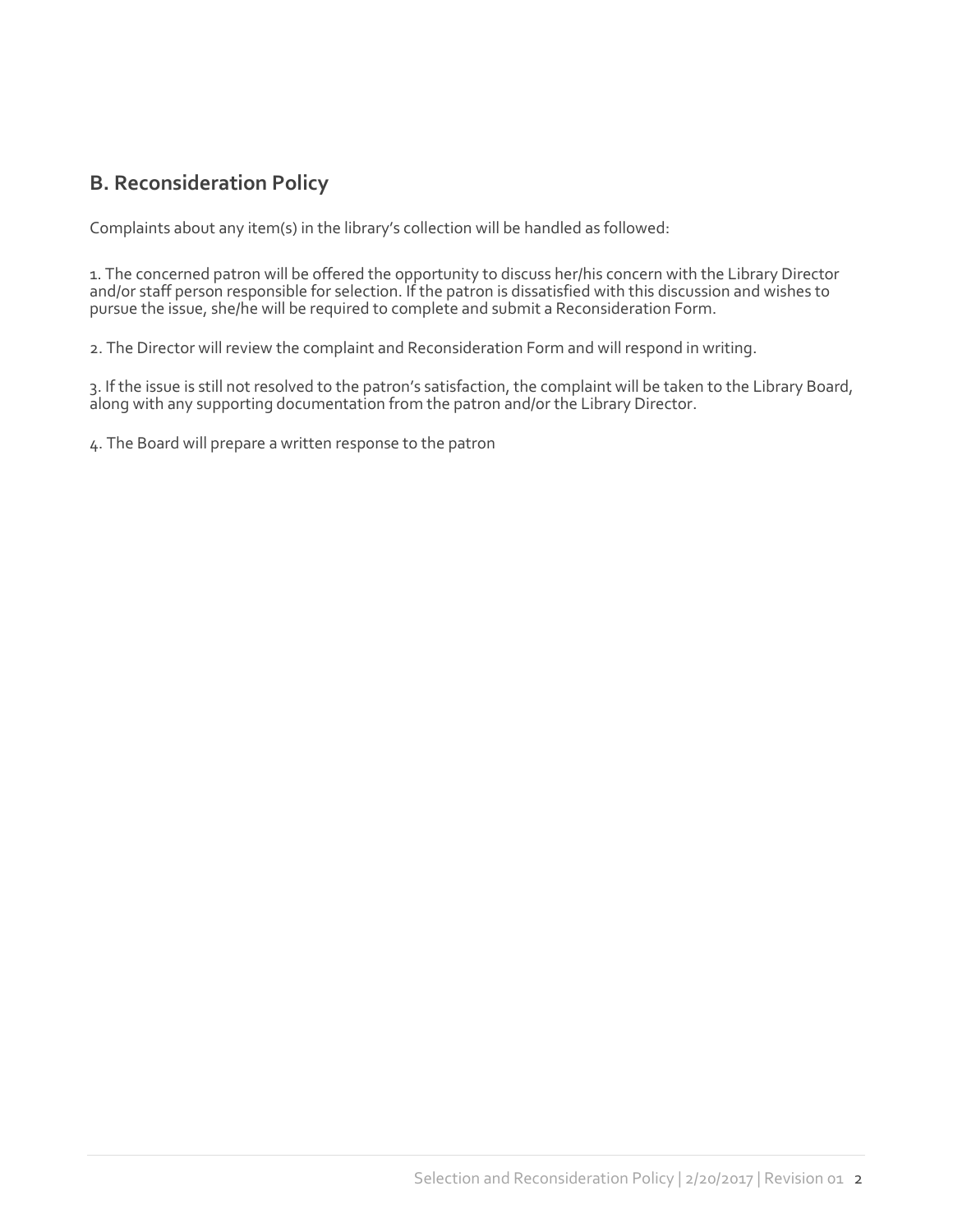## B. Reconsideration Policy

Complaints about any item(s) in the library's collection will be handled as followed:

1. The concerned patron will be offered the opportunity to discuss her/his concern with the Library Director and/or staff person responsible for selection. If the patron is dissatisfied with this discussion and wishes to pursue the issue, she/he will be required to complete and submit a Reconsideration Form.

2. The Director will review the complaint and Reconsideration Form and will respond in writing.

3. If the issue is still not resolved to the patron's satisfaction, the complaint will be taken to the Library Board, along with any supporting documentation from the patron and/or the Library Director.

4. The Board will prepare a written response to the patron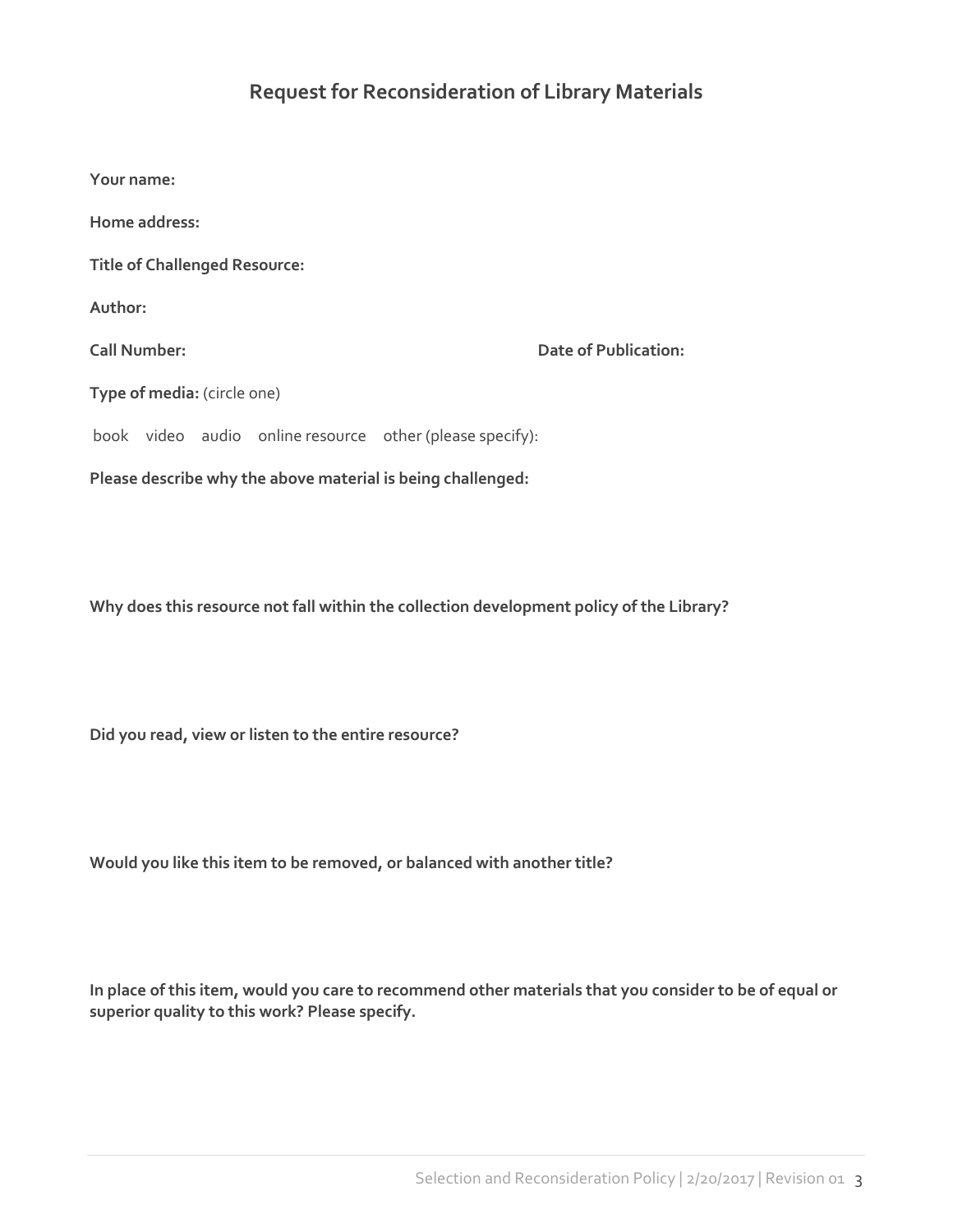# Request for Reconsideration of Library Materials

**Your name:**

**Home address:**

**Title of Challenged Resource:**

**Author:**

**Call Number:** **Date of Publication:**

**Type of media:** (circle one)

book video audio online resource other (please specify):

**Please describe why the above material is being challenged:**

**Why does this resource not fall within the collection development policy of the Library?**

**Did you read, view or listen to the entire resource?**

**Would you like this item to be removed, or balanced with another title?**

**In place of this item, would you care to recommend other materials that you consider to be of equal or superior quality to this work? Please specify.**